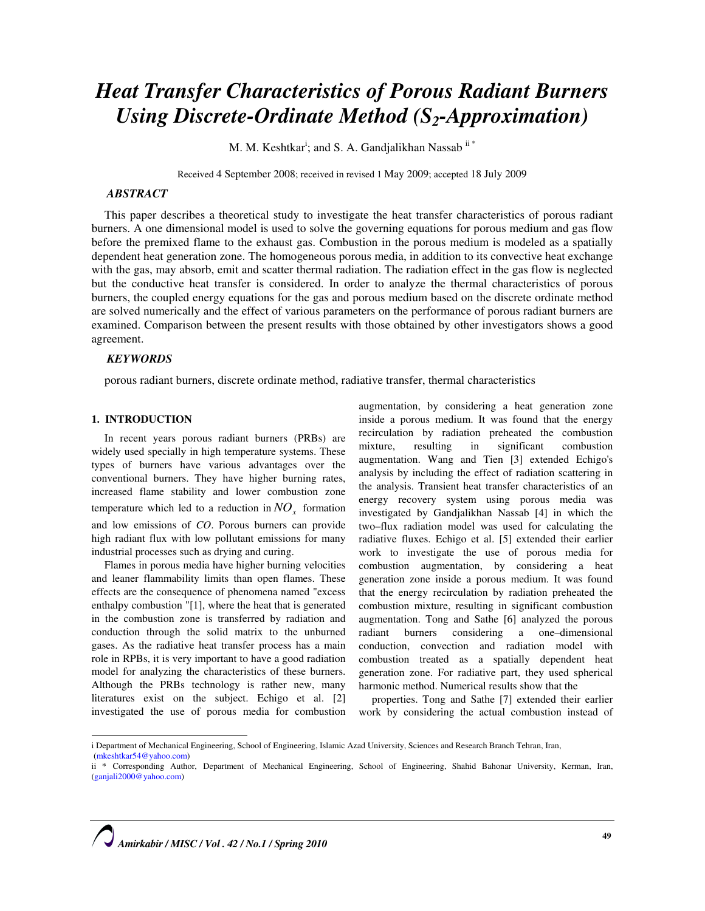# Heat Transfer Characteristics of Porous Radiant Burners Using Discrete-Ordinate Method ($S_2$-Approximation)

M. M. Keshtkar[i]; and S. A. Gandjalikhan Nassab [ii *]

Received 4 September 2008; received in revised 1 May 2009; accepted 18 July 2009

## ABSTRACT

This paper describes a theoretical study to investigate the heat transfer characteristics of porous radiant burners. A one dimensional model is used to solve the governing equations for porous medium and gas flow before the premixed flame to the exhaust gas. Combustion in the porous medium is modeled as a spatially dependent heat generation zone. The homogeneous porous media, in addition to its convective heat exchange with the gas, may absorb, emit and scatter thermal radiation. The radiation effect in the gas flow is neglected but the conductive heat transfer is considered. In order to analyze the thermal characteristics of porous burners, the coupled energy equations for the gas and porous medium based on the discrete ordinate method are solved numerically and the effect of various parameters on the performance of porous radiant burners are examined. Comparison between the present results with those obtained by other investigators shows a good agreement.

## KEYWORDS

porous radiant burners, discrete ordinate method, radiative transfer, thermal characteristics

## 1. INTRODUCTION

In recent years porous radiant burners (PRBs) are widely used specially in high temperature systems. These types of burners have various advantages over the conventional burners. They have higher burning rates, increased flame stability and lower combustion zone temperature which led to a reduction in $NO_x$ formation and low emissions of $CO$. Porous burners can provide high radiant flux with low pollutant emissions for many industrial processes such as drying and curing.

Flames in porous media have higher burning velocities and leaner flammability limits than open flames. These effects are the consequence of phenomena named "excess enthalpy combustion "[1], where the heat that is generated in the combustion zone is transferred by radiation and conduction through the solid matrix to the unburned gases. As the radiative heat transfer process has a main role in RPBs, it is very important to have a good radiation model for analyzing the characteristics of these burners. Although the PRBs technology is rather new, many literatures exist on the subject. Echigo et al. [2] investigated the use of porous media for combustion augmentation, by considering a heat generation zone inside a porous medium. It was found that the energy recirculation by radiation preheated the combustion mixture, resulting in significant combustion augmentation. Wang and Tien [3] extended Echigo's analysis by including the effect of radiation scattering in the analysis. Transient heat transfer characteristics of an energy recovery system using porous media was investigated by Gandjalikhan Nassab [4] in which the two–flux radiation model was used for calculating the radiative fluxes. Echigo et al. [5] extended their earlier work to investigate the use of porous media for combustion augmentation, by considering a heat generation zone inside a porous medium. It was found that the energy recirculation by radiation preheated the combustion mixture, resulting in significant combustion augmentation. Tong and Sathe [6] analyzed the porous radiant burners considering a one–dimensional conduction, convection and radiation model with combustion treated as a spatially dependent heat generation zone. For radiative part, they used spherical harmonic method. Numerical results show that the properties. Tong and Sathe [7] extended their earlier work by considering the actual combustion instead of

---

i Department of Mechanical Engineering, School of Engineering, Islamic Azad University, Sciences and Research Branch Tehran, Iran, (mkeshtkar54@yahoo.com)

ii * Corresponding Author, Department of Mechanical Engineering, School of Engineering, Shahid Bahonar University, Kerman, Iran, (ganjali2000@yahoo.com)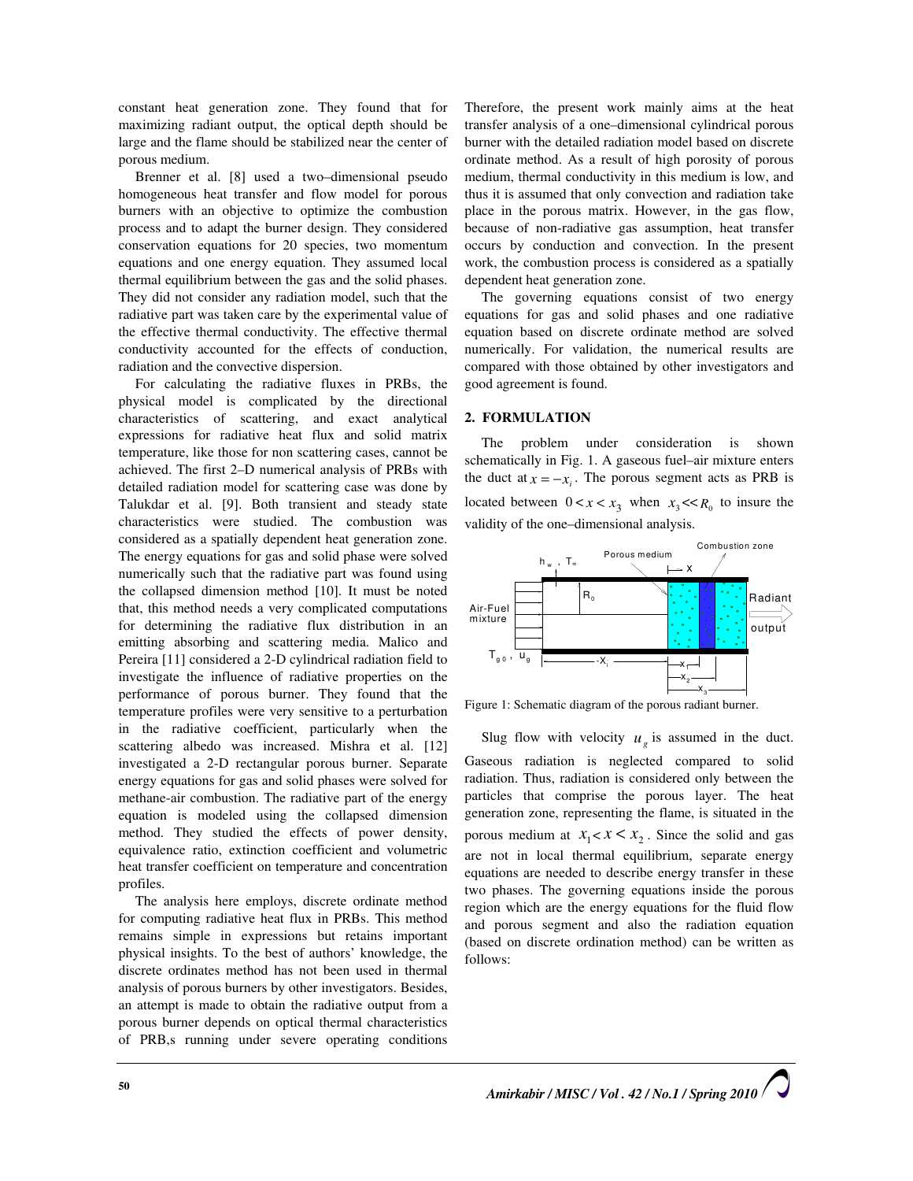constant heat generation zone. They found that for maximizing radiant output, the optical depth should be large and the flame should be stabilized near the center of porous medium.

Brenner et al. [8] used a two–dimensional pseudo homogeneous heat transfer and flow model for porous burners with an objective to optimize the combustion process and to adapt the burner design. They considered conservation equations for 20 species, two momentum equations and one energy equation. They assumed local thermal equilibrium between the gas and the solid phases. They did not consider any radiation model, such that the radiative part was taken care by the experimental value of the effective thermal conductivity. The effective thermal conductivity accounted for the effects of conduction, radiation and the convective dispersion.

For calculating the radiative fluxes in PRBs, the physical model is complicated by the directional characteristics of scattering, and exact analytical expressions for radiative heat flux and solid matrix temperature, like those for non scattering cases, cannot be achieved. The first 2–D numerical analysis of PRBs with detailed radiation model for scattering case was done by Talukdar et al. [9]. Both transient and steady state characteristics were studied. The combustion was considered as a spatially dependent heat generation zone. The energy equations for gas and solid phase were solved numerically such that the radiative part was found using the collapsed dimension method [10]. It must be noted that, this method needs a very complicated computations for determining the radiative flux distribution in an emitting absorbing and scattering media. Malico and Pereira [11] considered a 2-D cylindrical radiation field to investigate the influence of radiative properties on the performance of porous burner. They found that the temperature profiles were very sensitive to a perturbation in the radiative coefficient, particularly when the scattering albedo was increased. Mishra et al. [12] investigated a 2-D rectangular porous burner. Separate energy equations for gas and solid phases were solved for methane-air combustion. The radiative part of the energy equation is modeled using the collapsed dimension method. They studied the effects of power density, equivalence ratio, extinction coefficient and volumetric heat transfer coefficient on temperature and concentration profiles.

The analysis here employs, discrete ordinate method for computing radiative heat flux in PRBs. This method remains simple in expressions but retains important physical insights. To the best of authors' knowledge, the discrete ordinates method has not been used in thermal analysis of porous burners by other investigators. Besides, an attempt is made to obtain the radiative output from a porous burner depends on optical thermal characteristics of PRB,s running under severe operating conditions

Therefore, the present work mainly aims at the heat transfer analysis of a one–dimensional cylindrical porous burner with the detailed radiation model based on discrete ordinate method. As a result of high porosity of porous medium, thermal conductivity in this medium is low, and thus it is assumed that only convection and radiation take place in the porous matrix. However, in the gas flow, because of non-radiative gas assumption, heat transfer occurs by conduction and convection. In the present work, the combustion process is considered as a spatially dependent heat generation zone.

The governing equations consist of two energy equations for gas and solid phases and one radiative equation based on discrete ordinate method are solved numerically. For validation, the numerical results are compared with those obtained by other investigators and good agreement is found.

## 2. FORMULATION

The problem under consideration is shown schematically in Fig. 1. A gaseous fuel–air mixture enters the duct at $x = -x_i$. The porous segment acts as PRB is located between $0 < x < x_3$ when $x_3 << R_0$ to insure the validity of the one–dimensional analysis.

Figure 1: Schematic diagram of the porous radiant burner.

Slug flow with velocity $u_g$ is assumed in the duct. Gaseous radiation is neglected compared to solid radiation. Thus, radiation is considered only between the particles that comprise the porous layer. The heat generation zone, representing the flame, is situated in the porous medium at $x_1 < x < x_2$. Since the solid and gas are not in local thermal equilibrium, separate energy equations are needed to describe energy transfer in these two phases. The governing equations inside the porous region which are the energy equations for the fluid flow and porous segment and also the radiation equation (based on discrete ordination method) can be written as follows: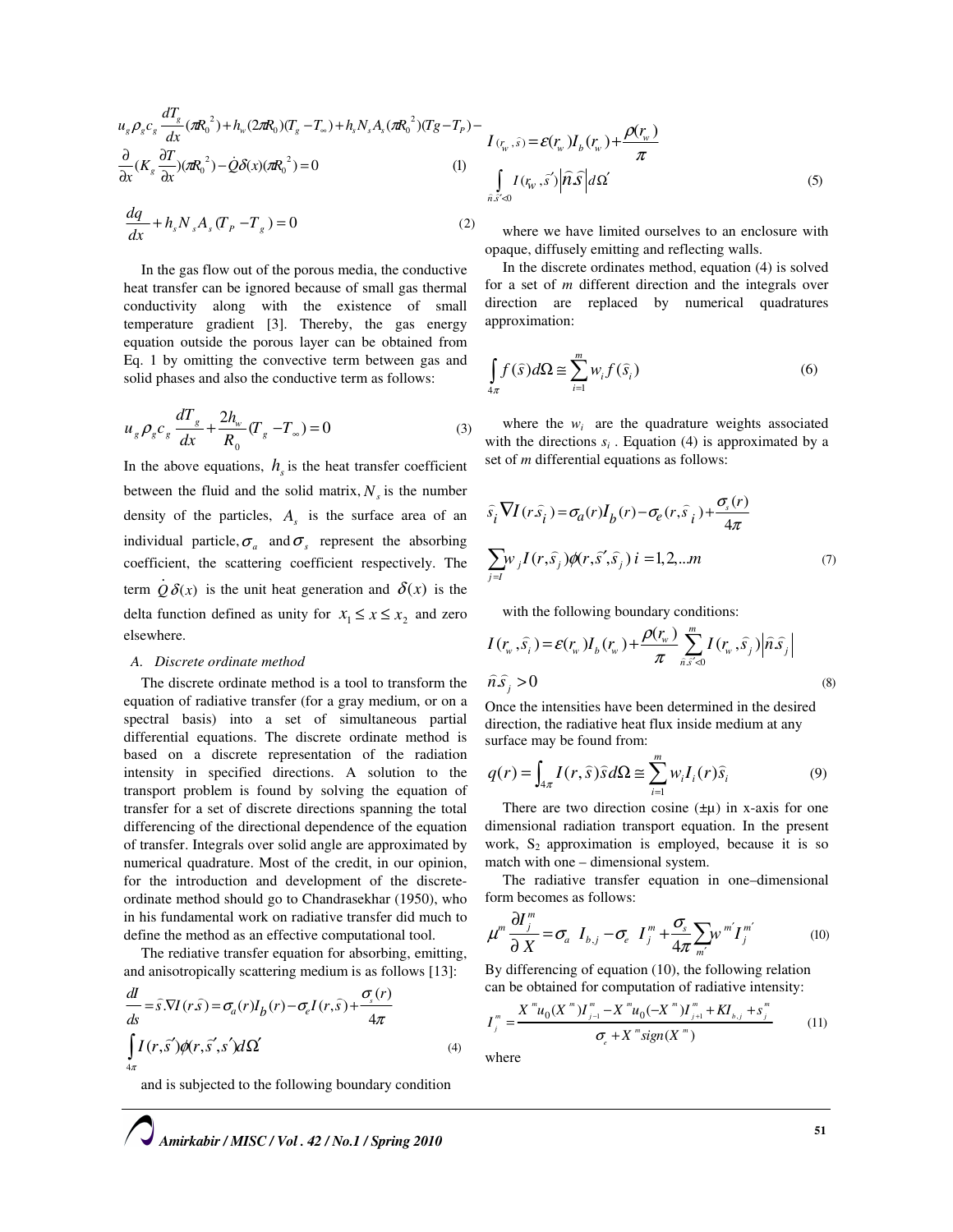$$u_g \rho_g c_g \frac{dT_g}{dx}(\pi R_0^{\ 2}) + h_w (2\pi R_0)(T_g - T_\infty) + h_s N_s A_s (\pi R_0^{\ 2})(Tg - T_P) - \frac{\partial}{\partial x}(K_g \frac{\partial T}{\partial x})(\pi R_0^{\ 2}) - \dot{Q}\delta(x)(\pi R_0^{\ 2}) = 0 \quad (1)$$

$$\frac{dq}{dx} + h_s N_s A_s (T_P - T_g) = 0 \quad (2)$$

In the gas flow out of the porous media, the conductive heat transfer can be ignored because of small gas thermal conductivity along with the existence of small temperature gradient [3]. Thereby, the gas energy equation outside the porous layer can be obtained from Eq. 1 by omitting the convective term between gas and solid phases and also the conductive term as follows:

$$u_g \rho_g c_g \frac{dT_g}{dx} + \frac{2h_w}{R_0}(T_g - T_\infty) = 0 \quad (3)$$

In the above equations, $h_s$ is the heat transfer coefficient between the fluid and the solid matrix, $N_s$ is the number density of the particles, $A_s$ is the surface area of an individual particle, $\sigma_a$ and $\sigma_s$ represent the absorbing coefficient, the scattering coefficient respectively. The term $\dot{Q}\delta(x)$ is the unit heat generation and $\delta(x)$ is the delta function defined as unity for $x_1 \le x \le x_2$ and zero elsewhere.

### A. Discrete ordinate method

The discrete ordinate method is a tool to transform the equation of radiative transfer (for a gray medium, or on a spectral basis) into a set of simultaneous partial differential equations. The discrete ordinate method is based on a discrete representation of the radiation intensity in specified directions. A solution to the transport problem is found by solving the equation of transfer for a set of discrete directions spanning the total differencing of the directional dependence of the equation of transfer. Integrals over solid angle are approximated by numerical quadrature. Most of the credit, in our opinion, for the introduction and development of the discrete-ordinate method should go to Chandrasekhar (1950), who in his fundamental work on radiative transfer did much to define the method as an effective computational tool.

The rediative transfer equation for absorbing, emitting, and anisotropically scattering medium is as follows [13]:

$$\frac{dI}{ds} = \hat{s}.\nabla I(r.\hat{s}) = \sigma_a(r) I_b(r) - \sigma_e I(r,\hat{s}) + \frac{\sigma_s(r)}{4\pi} \int_{4\pi} I(r,\hat{s}')\phi(r,\hat{s}',s')d\Omega' \quad (4)$$

and is subjected to the following boundary condition

$$I_{(r_w,\hat{s})} = \varepsilon(r_w) I_b(r_w) + \frac{\rho(r_w)}{\pi} \int_{\hat{n}.\hat{s}'<0} I(r_w,\hat{s}') \left|\hat{n}\hat{s}\right| d\Omega' \quad (5)$$

where we have limited ourselves to an enclosure with opaque, diffusely emitting and reflecting walls.

In the discrete ordinates method, equation (4) is solved for a set of *m* different direction and the integrals over direction are replaced by numerical quadratures approximation:

$$\int_{4\pi} f(\hat{s}) d\Omega \cong \sum_{i=1}^{m} w_i f(\hat{s}_i) \quad (6)$$

where the $w_i$ are the quadrature weights associated with the directions $s_i$. Equation (4) is approximated by a set of *m* differential equations as follows:

$$\hat{s}_i \nabla I(r\hat{s}_i) = \sigma_a(r) I_b(r) - \sigma_e(r,\hat{s}_i) + \frac{\sigma_s(r)}{4\pi} \sum_{j=I} w_j I(r,\hat{s}_j)\phi(r,\hat{s}',\hat{s}_j) \quad i = 1,2,...m \quad (7)$$

with the following boundary conditions:

$$I(r_w,\hat{s}_i) = \varepsilon(r_w) I_b(r_w) + \frac{\rho(r_w)}{\pi} \sum_{\hat{n}.\hat{s}'<0}^{m} I(r_w,\hat{s}_j) \left|\hat{n}\hat{s}_j\right| \qquad \hat{n}\hat{s}_j > 0 \quad (8)$$

Once the intensities have been determined in the desired direction, the radiative heat flux inside medium at any surface may be found from:

$$q(r) = \int_{4\pi} I(r,\hat{s})\hat{s} d\Omega \cong \sum_{i=1}^{m} w_i I_i(r)\hat{s}_i \quad (9)$$

There are two direction cosine (±μ) in x-axis for one dimensional radiation transport equation. In the present work, $S_2$ approximation is employed, because it is so match with one – dimensional system.

The radiative transfer equation in one–dimensional form becomes as follows:

$$\mu^m \frac{\partial I_j^m}{\partial X} = \sigma_a \ I_{b,j} - \sigma_e \ I_j^m + \frac{\sigma_s}{4\pi} \sum_{m'} w^{m'} I_j^{m'} \quad (10)$$

By differencing of equation (10), the following relation can be obtained for computation of radiative intensity:

$$I_j^m = \frac{X^m u_0(X^m) I_{j-1}^m - X^m u_0(-X^m) I_{j+1}^m + K I_{b,j} + s_j^m}{\sigma_e + X^m sign(X^m)} \quad (11)$$

where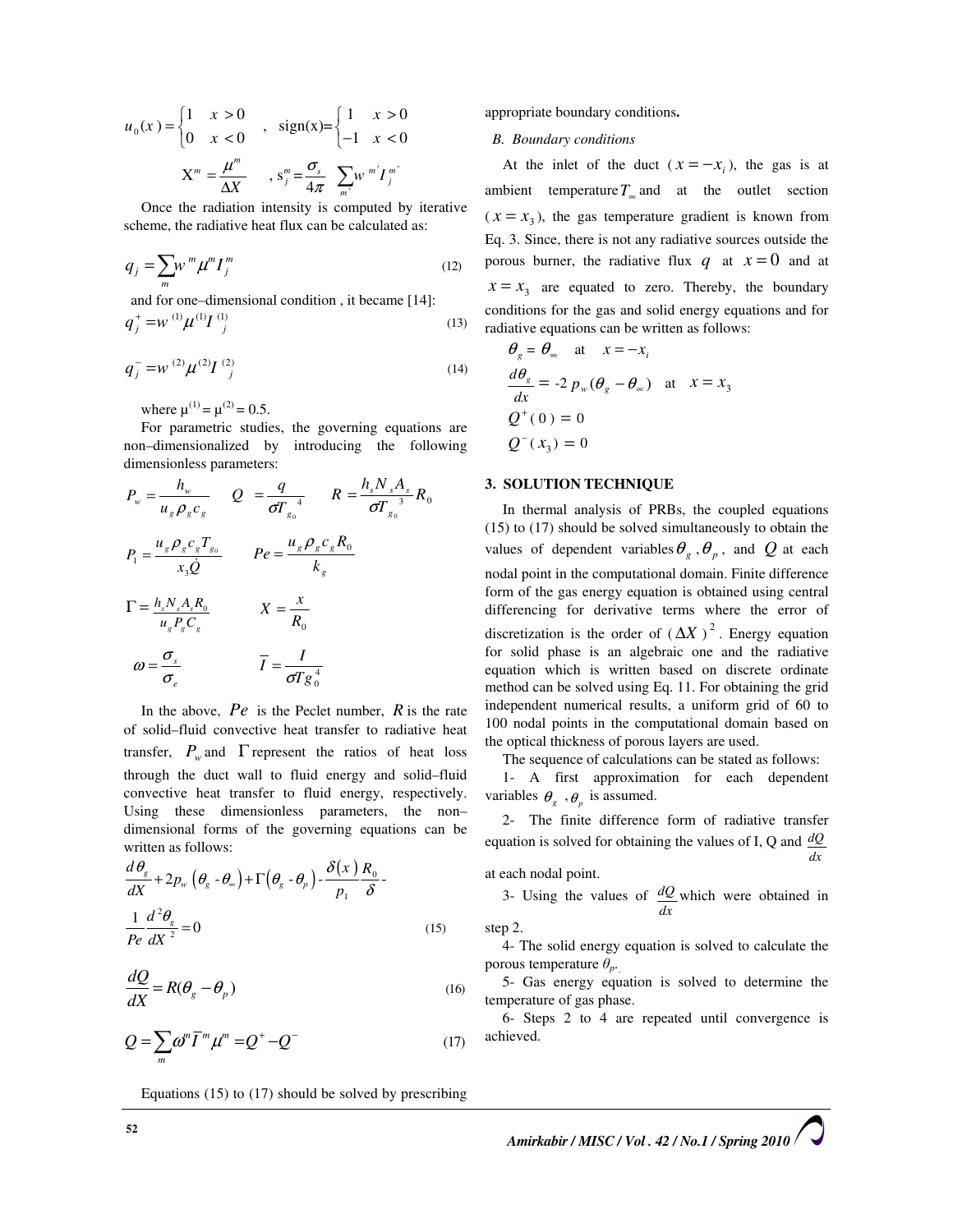$$u_0(x) = \begin{cases} 1 & x > 0 \\ 0 & x < 0 \end{cases} \quad , \quad \text{sign(x)}= \begin{cases} 1 & x > 0 \\ -1 & x < 0 \end{cases}$$

$$X^m = \frac{\mu^m}{\Delta X} \quad , \; s_j^m = \frac{\sigma_s}{4\pi} \sum_{m'} w^{m'} I_j^{m'}$$

Once the radiation intensity is computed by iterative scheme, the radiative heat flux can be calculated as:

$$q_j = \sum_m w^m \mu^m I_j^m \tag{12}$$

and for one–dimensional condition , it became [14]:

$$q_j^+ = w^{(1)} \mu^{(1)} I_j^{(1)} \tag{13}$$

$$q_j^- = w^{(2)} \mu^{(2)} I_j^{(2)} \tag{14}$$

where $\mu^{(1)} = \mu^{(2)} = 0.5$.

For parametric studies, the governing equations are non–dimensionalized by introducing the following dimensionless parameters:

$$P_w = \frac{h_w}{u_g \rho_g c_g} \qquad Q = \frac{q}{\sigma T_{g_0}^{\;4}} \qquad R = \frac{h_s N_s A_s}{\sigma T_{g_0}^{\;3}} R_0$$

$$P_1 = \frac{u_g \rho_g c_g T_{g_0}}{x_3 \dot{Q}} \qquad Pe = \frac{u_g \rho_g c_g R_0}{k_g}$$

$$\Gamma = \frac{h_s N_s A_s R_0}{u_g P_g C_g} \qquad X = \frac{x}{R_0}$$

$$\omega = \frac{\sigma_s}{\sigma_e} \qquad \bar{I} = \frac{I}{\sigma T g_0^4}$$

In the above, $Pe$ is the Peclet number, $R$ is the rate of solid–fluid convective heat transfer to radiative heat transfer, $P_w$ and $\Gamma$ represent the ratios of heat loss through the duct wall to fluid energy and solid–fluid convective heat transfer to fluid energy, respectively. Using these dimensionless parameters, the non–dimensional forms of the governing equations can be written as follows:

$$\frac{d\theta_g}{dX} + 2p_w\left(\theta_g - \theta_\infty\right) + \Gamma\left(\theta_g - \theta_p\right) - \frac{\delta(x)}{p_1}\frac{R_0}{\delta} - \frac{1}{Pe}\frac{d^2\theta_g}{dX^2} = 0 \tag{15}$$

$$\frac{dQ}{dX} = R(\theta_g - \theta_p) \tag{16}$$

$$Q = \sum_m \omega^m \bar{I}^m \mu^m = Q^+ - Q^- \tag{17}$$

Equations (15) to (17) should be solved by prescribing appropriate boundary conditions**.**

### B. Boundary conditions

At the inlet of the duct ($x = -x_i$), the gas is at ambient temperature $T_\infty$ and at the outlet section ($x = x_3$), the gas temperature gradient is known from Eq. 3. Since, there is not any radiative sources outside the porous burner, the radiative flux $q$ at $x = 0$ and at $x = x_3$ are equated to zero. Thereby, the boundary conditions for the gas and solid energy equations and for radiative equations can be written as follows:

$$\theta_g = \theta_\infty \quad \text{at} \quad x = -x_i$$

$$\frac{d\theta_g}{dx} = -2\, p_w(\theta_g - \theta_\infty) \quad \text{at} \quad x = x_3$$

$$Q^+(0) = 0$$

$$Q^-(x_3) = 0$$

## 3. SOLUTION TECHNIQUE

In thermal analysis of PRBs, the coupled equations (15) to (17) should be solved simultaneously to obtain the values of dependent variables $\theta_g, \theta_p$, and $Q$ at each nodal point in the computational domain. Finite difference form of the gas energy equation is obtained using central differencing for derivative terms where the error of discretization is the order of $(\Delta X)^2$. Energy equation for solid phase is an algebraic one and the radiative equation which is written based on discrete ordinate method can be solved using Eq. 11. For obtaining the grid independent numerical results, a uniform grid of 60 to 100 nodal points in the computational domain based on the optical thickness of porous layers are used.

The sequence of calculations can be stated as follows:

1- A first approximation for each dependent variables $\theta_g$, $\theta_p$ is assumed.

2- The finite difference form of radiative transfer equation is solved for obtaining the values of I, Q and $\frac{dQ}{dx}$ at each nodal point.

3- Using the values of $\frac{dQ}{dx}$ which were obtained in step 2.

4- The solid energy equation is solved to calculate the porous temperature $\theta_p$.

5- Gas energy equation is solved to determine the temperature of gas phase.

6- Steps 2 to 4 are repeated until convergence is achieved.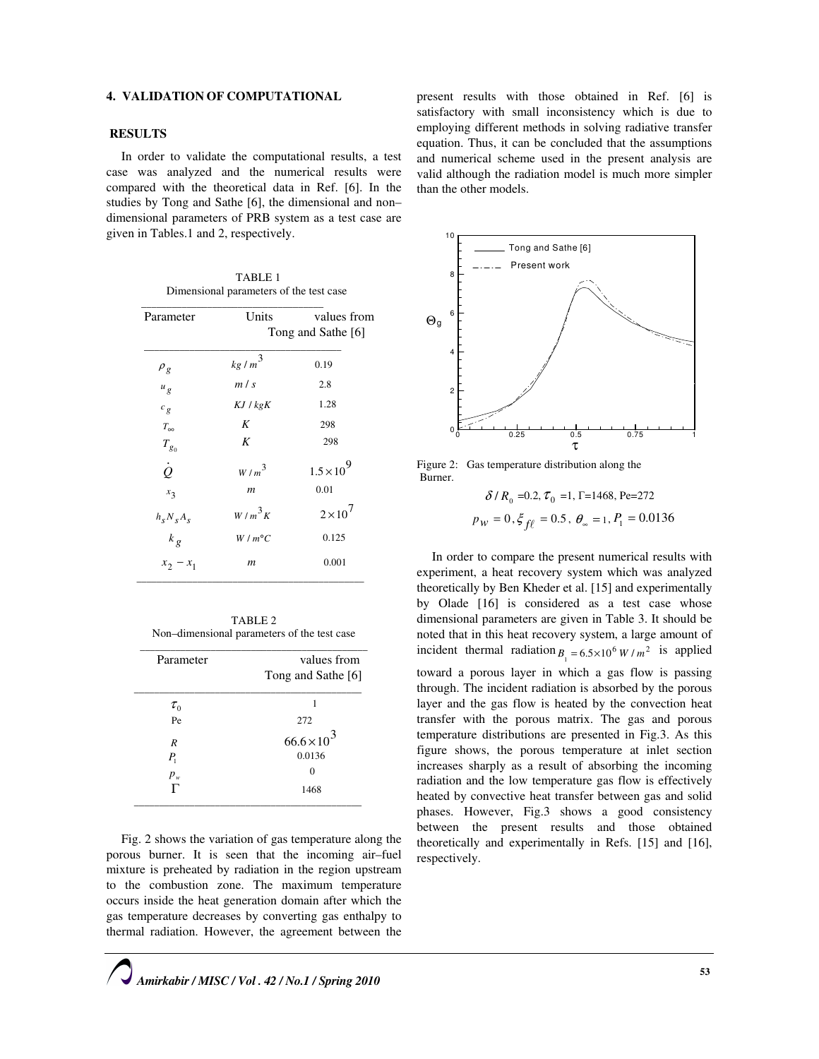## 4. VALIDATION OF COMPUTATIONAL RESULTS

In order to validate the computational results, a test case was analyzed and the numerical results were compared with the theoretical data in Ref. [6]. In the studies by Tong and Sathe [6], the dimensional and non–dimensional parameters of PRB system as a test case are given in Tables.1 and 2, respectively.

TABLE 1
Dimensional parameters of the test case

| Parameter | Units | values from Tong and Sathe [6] |
|---|---|---|
| $\rho_g$ | $kg/m^3$ | 0.19 |
| $u_g$ | $m/s$ | 2.8 |
| $c_g$ | $KJ/kgK$ | 1.28 |
| $T_\infty$ | $K$ | 298 |
| $T_{g_0}$ | $K$ | 298 |
| $\dot{Q}$ | $W/m^3$ | $1.5\times10^9$ |
| $x_3$ | $m$ | 0.01 |
| $h_s N_s A_s$ | $W/m^3 K$ | $2\times10^7$ |
| $k_g$ | $W/m°C$ | 0.125 |
| $x_2 - x_1$ | $m$ | 0.001 |

TABLE 2
Non–dimensional parameters of the test case

| Parameter | values from Tong and Sathe [6] |
|---|---|
| $\tau_0$ | 1 |
| Pe | 272 |
| $R$ | $66.6\times10^3$ |
| $P_1$ | 0.0136 |
| $p_w$ | 0 |
| $\Gamma$ | 1468 |

Fig. 2 shows the variation of gas temperature along the porous burner. It is seen that the incoming air–fuel mixture is preheated by radiation in the region upstream to the combustion zone. The maximum temperature occurs inside the heat generation domain after which the gas temperature decreases by converting gas enthalpy to thermal radiation. However, the agreement between the present results with those obtained in Ref. [6] is satisfactory with small inconsistency which is due to employing different methods in solving radiative transfer equation. Thus, it can be concluded that the assumptions and numerical scheme used in the present analysis are valid although the radiation model is much more simpler than the other models.

Figure 2: Gas temperature distribution along the Burner.

$\delta/R_0=0.2,\ \tau_0=1,\ \Gamma=1468,\ \mathrm{Pe}=272$

$p_W=0,\ \xi_{f\ell}=0.5,\ \theta_\infty=1,\ P_1=0.0136$

In order to compare the present numerical results with experiment, a heat recovery system which was analyzed theoretically by Ben Kheder et al. [15] and experimentally by Olade [16] is considered as a test case whose dimensional parameters are given in Table 3. It should be noted that in this heat recovery system, a large amount of incident thermal radiation $B_1=6.5\times10^6\ W/m^2$ is applied toward a porous layer in which a gas flow is passing through. The incident radiation is absorbed by the porous layer and the gas flow is heated by the convection heat transfer with the porous matrix. The gas and porous temperature distributions are presented in Fig.3. As this figure shows, the porous temperature at inlet section increases sharply as a result of absorbing the incoming radiation and the low temperature gas flow is effectively heated by convective heat transfer between gas and solid phases. However, Fig.3 shows a good consistency between the present results and those obtained theoretically and experimentally in Refs. [15] and [16], respectively.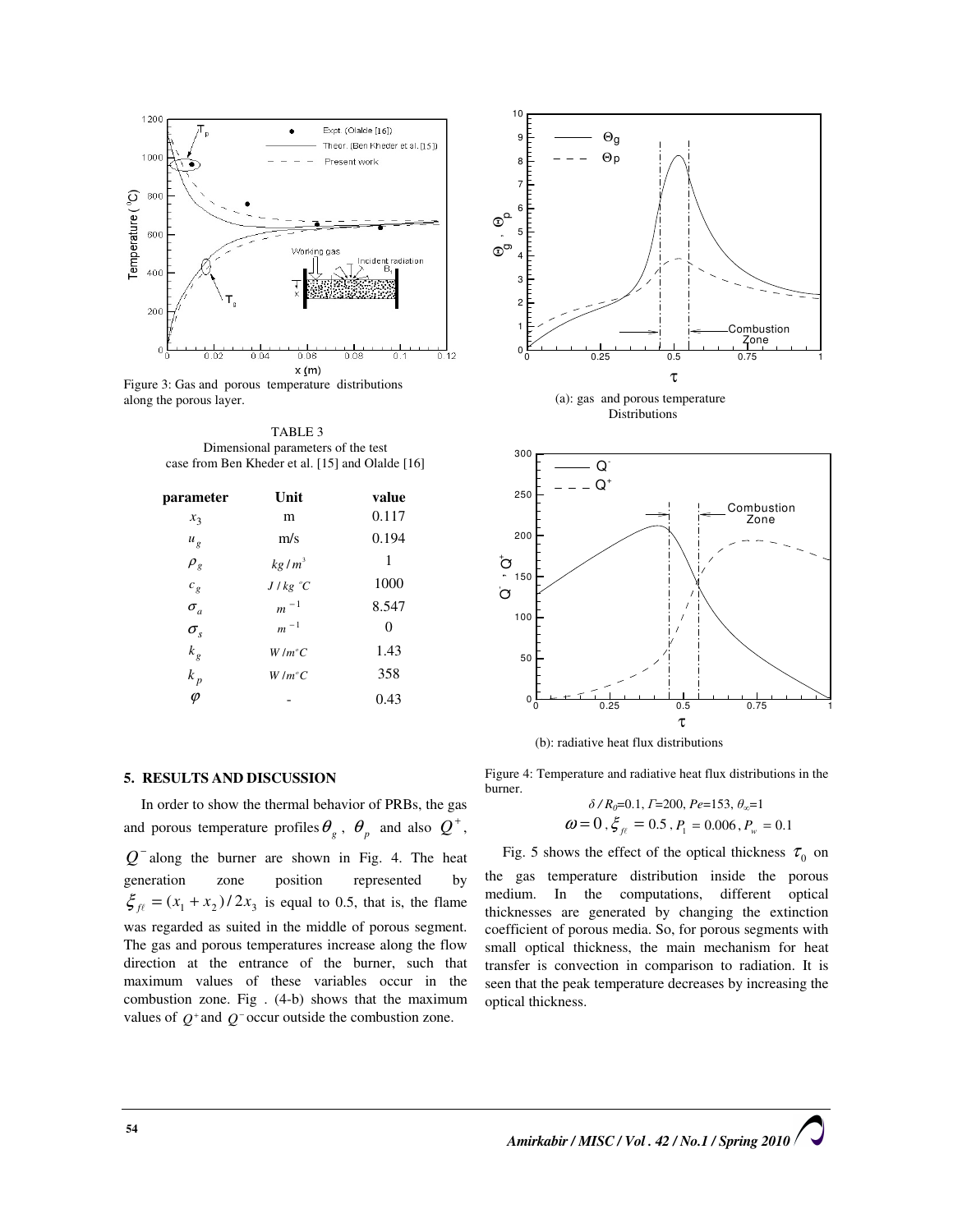Figure 3: Gas and porous temperature distributions along the porous layer.

TABLE 3
Dimensional parameters of the test case from Ben Kheder et al. [15] and Olalde [16]

| parameter | Unit | value |
|---|---|---|
| $x_3$ | m | 0.117 |
| $u_g$ | m/s | 0.194 |
| $\rho_g$ | $kg/m^3$ | 1 |
| $c_g$ | $J/kg\ ^{\circ}C$ | 1000 |
| $\sigma_a$ | $m^{-1}$ | 8.547 |
| $\sigma_s$ | $m^{-1}$ | 0 |
| $k_g$ | $W/m^{\circ}C$ | 1.43 |
| $k_p$ | $W/m^{\circ}C$ | 358 |
| $\varphi$ | - | 0.43 |

## 5. RESULTS AND DISCUSSION

In order to show the thermal behavior of PRBs, the gas and porous temperature profiles $\theta_g$, $\theta_p$ and also $Q^+$, $Q^-$ along the burner are shown in Fig. 4. The heat generation zone position represented by $\xi_{f\ell} = (x_1 + x_2)/2x_3$ is equal to 0.5, that is, the flame was regarded as suited in the middle of porous segment. The gas and porous temperatures increase along the flow direction at the entrance of the burner, such that maximum values of these variables occur in the combustion zone. Fig . (4-b) shows that the maximum values of $Q^+$ and $Q^-$ occur outside the combustion zone.

(a): gas and porous temperature Distributions

(b): radiative heat flux distributions

Figure 4: Temperature and radiative heat flux distributions in the burner.

$\delta/R_0$=0.1, $\Gamma$=200, $Pe$=153, $\theta_\infty$=1
$\omega = 0$, $\xi_{f\ell} = 0.5$, $P_1 = 0.006$, $P_w = 0.1$

Fig. 5 shows the effect of the optical thickness $\tau_0$ on the gas temperature distribution inside the porous medium. In the computations, different optical thicknesses are generated by changing the extinction coefficient of porous media. So, for porous segments with small optical thickness, the main mechanism for heat transfer is convection in comparison to radiation. It is seen that the peak temperature decreases by increasing the optical thickness.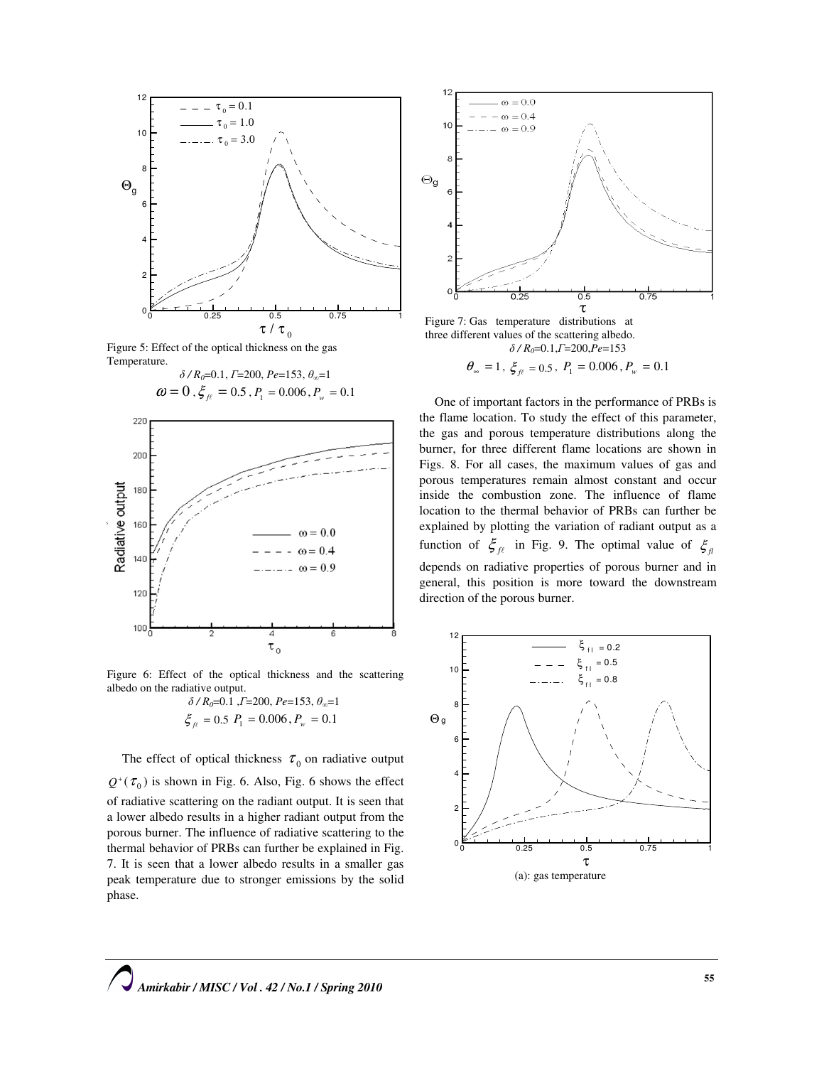Figure 5: Effect of the optical thickness on the gas Temperature.

$\delta / R_0$=0.1, $\Gamma$=200, $Pe$=153, $\theta_\infty$=1

$\omega = 0$ , $\xi_{f\ell} = 0.5$ , $P_1 = 0.006$ , $P_w = 0.1$

Figure 6: Effect of the optical thickness and the scattering albedo on the radiative output.

$\delta / R_0$=0.1 ,$\Gamma$=200, $Pe$=153, $\theta_\infty$=1

$\xi_{f\ell} = 0.5$ $P_1 = 0.006$ , $P_w = 0.1$

The effect of optical thickness $\tau_0$ on radiative output $Q^+(\tau_0)$ is shown in Fig. 6. Also, Fig. 6 shows the effect of radiative scattering on the radiant output. It is seen that a lower albedo results in a higher radiant output from the porous burner. The influence of radiative scattering to the thermal behavior of PRBs can further be explained in Fig. 7. It is seen that a lower albedo results in a smaller gas peak temperature due to stronger emissions by the solid phase.

Figure 7: Gas temperature distributions at three different values of the scattering albedo.

$\delta / R_0$=0.1,$\Gamma$=200,$Pe$=153

$\theta_\infty = 1$ , $\xi_{f\ell} = 0.5$ , $P_1 = 0.006$ , $P_w = 0.1$

One of important factors in the performance of PRBs is the flame location. To study the effect of this parameter, the gas and porous temperature distributions along the burner, for three different flame locations are shown in Figs. 8. For all cases, the maximum values of gas and porous temperatures remain almost constant and occur inside the combustion zone. The influence of flame location to the thermal behavior of PRBs can further be explained by plotting the variation of radiant output as a function of $\xi_{f\ell}$ in Fig. 9. The optimal value of $\xi_{fl}$ depends on radiative properties of porous burner and in general, this position is more toward the downstream direction of the porous burner.

(a): gas temperature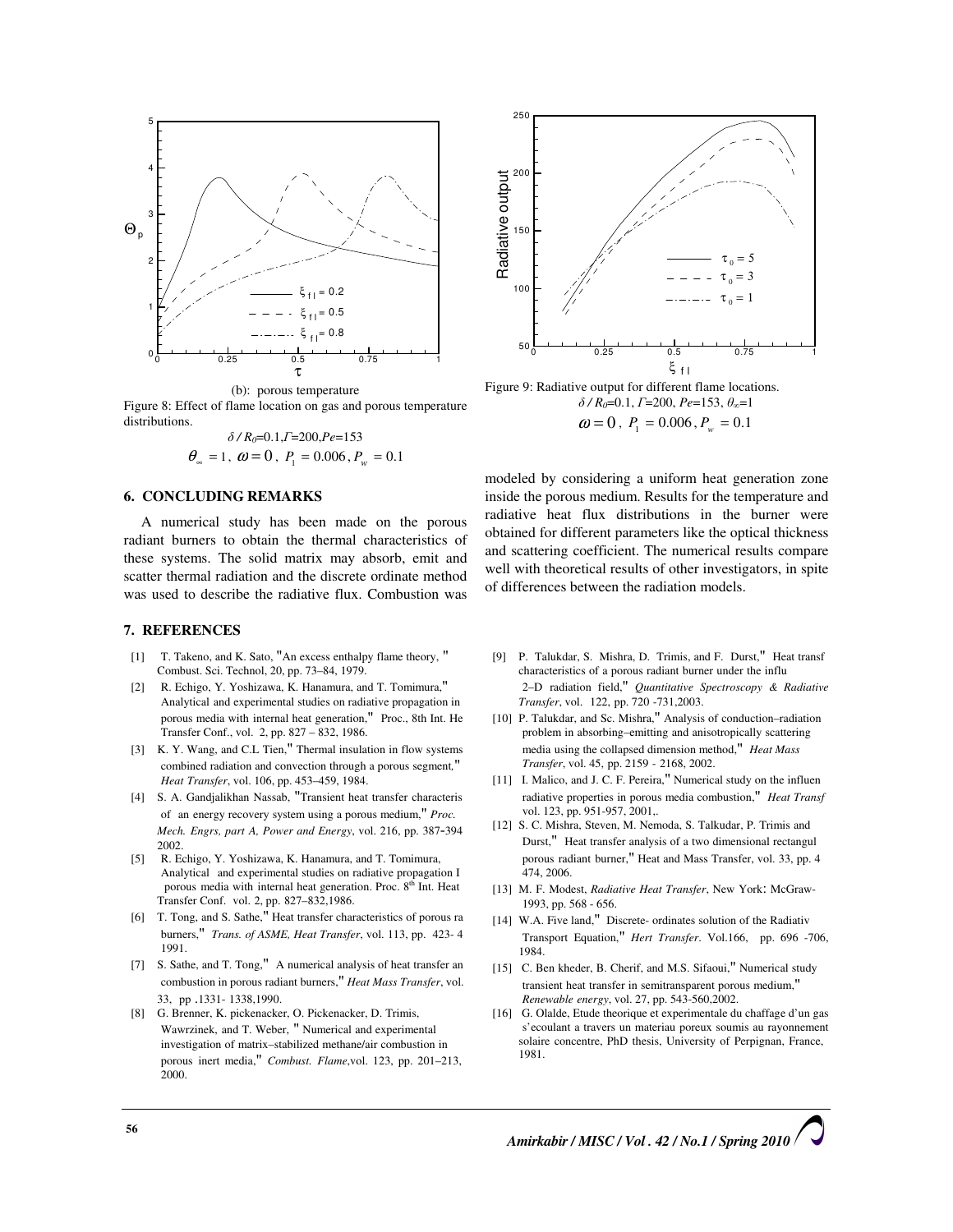5

4

3

$\Theta_p$

2

1

0

0 0.25 0.5 0.75 1

$\tau$

$\xi_{fl} = 0.2$

$\xi_{fl} = 0.5$

$\xi_{fl} = 0.8$

(b): porous temperature

Figure 8: Effect of flame location on gas and porous temperature distributions.

$\delta / R_0$=0.1,$\Gamma$=200,$Pe$=153

$\theta_\infty = 1$, $\omega = 0$, $P_1 = 0.006$, $P_w = 0.1$

250

200

150

100

50

Radiative output

0 0.25 0.5 0.75 1

$\xi_{fl}$

$\tau_0 = 5$

$\tau_0 = 3$

$\tau_0 = 1$

Figure 9: Radiative output for different flame locations.

$\delta / R_0$=0.1, $\Gamma$=200, $Pe$=153, $\theta_\infty$=1

$\omega = 0$, $P_1 = 0.006$, $P_w = 0.1$

## 6. CONCLUDING REMARKS

A numerical study has been made on the porous radiant burners to obtain the thermal characteristics of these systems. The solid matrix may absorb, emit and scatter thermal radiation and the discrete ordinate method was used to describe the radiative flux. Combustion was modeled by considering a uniform heat generation zone inside the porous medium. Results for the temperature and radiative heat flux distributions in the burner were obtained for different parameters like the optical thickness and scattering coefficient. The numerical results compare well with theoretical results of other investigators, in spite of differences between the radiation models.

## 7. REFERENCES

[1] T. Takeno, and K. Sato, "An excess enthalpy flame theory, " Combust. Sci. Technol, 20, pp. 73–84, 1979.

[2] R. Echigo, Y. Yoshizawa, K. Hanamura, and T. Tomimura," Analytical and experimental studies on radiative propagation in porous media with internal heat generation," Proc., 8th Int. He Transfer Conf., vol. 2, pp. 827 – 832, 1986.

[3] K. Y. Wang, and C.L Tien," Thermal insulation in flow systems combined radiation and convection through a porous segment," *Heat Transfer*, vol. 106, pp. 453–459, 1984.

[4] S. A. Gandjalikhan Nassab, "Transient heat transfer characteris of an energy recovery system using a porous medium," *Proc. Mech. Engrs, part A, Power and Energy*, vol. 216, pp. 387-394 2002.

[5] R. Echigo, Y. Yoshizawa, K. Hanamura, and T. Tomimura, Analytical and experimental studies on radiative propagation I porous media with internal heat generation. Proc. 8th Int. Heat Transfer Conf. vol. 2, pp. 827–832,1986.

[6] T. Tong, and S. Sathe," Heat transfer characteristics of porous ra burners," *Trans. of ASME, Heat Transfer*, vol. 113, pp. 423- 4 1991.

[7] S. Sathe, and T. Tong," A numerical analysis of heat transfer an combustion in porous radiant burners," *Heat Mass Transfer*, vol. 33, pp .1331- 1338,1990.

[8] G. Brenner, K. pickenacker, O. Pickenacker, D. Trimis, Wawrzinek, and T. Weber, " Numerical and experimental investigation of matrix–stabilized methane/air combustion in porous inert media," *Combust. Flame*,vol. 123, pp. 201–213, 2000.

[9] P. Talukdar, S. Mishra, D. Trimis, and F. Durst," Heat transf characteristics of a porous radiant burner under the influ 2–D radiation field," *Quantitative Spectroscopy & Radiative Transfer*, vol. 122, pp. 720 -731,2003.

[10] P. Talukdar, and Sc. Mishra," Analysis of conduction–radiation problem in absorbing–emitting and anisotropically scattering media using the collapsed dimension method," *Heat Mass Transfer*, vol. 45, pp. 2159 - 2168, 2002.

[11] I. Malico, and J. C. F. Pereira," Numerical study on the influen radiative properties in porous media combustion," *Heat Transf* vol. 123, pp. 951-957, 2001,.

[12] S. C. Mishra, Steven, M. Nemoda, S. Talkudar, P. Trimis and Durst," Heat transfer analysis of a two dimensional rectangul porous radiant burner," Heat and Mass Transfer, vol. 33, pp. 4 474, 2006.

[13] M. F. Modest, *Radiative Heat Transfer*, New York: McGraw- 1993, pp. 568 - 656.

[14] W.A. Five land," Discrete- ordinates solution of the Radiativ Transport Equation," *Hert Transfer*. Vol.166, pp. 696 -706, 1984.

[15] C. Ben kheder, B. Cherif, and M.S. Sifaoui," Numerical study transient heat transfer in semitransparent porous medium," *Renewable energy*, vol. 27, pp. 543-560,2002.

[16] G. Olalde, Etude theorique et experimentale du chaffage d'un gas s'ecoulant a travers un materiau poreux soumis au rayonnement solaire concentre, PhD thesis, University of Perpignan, France, 1981.